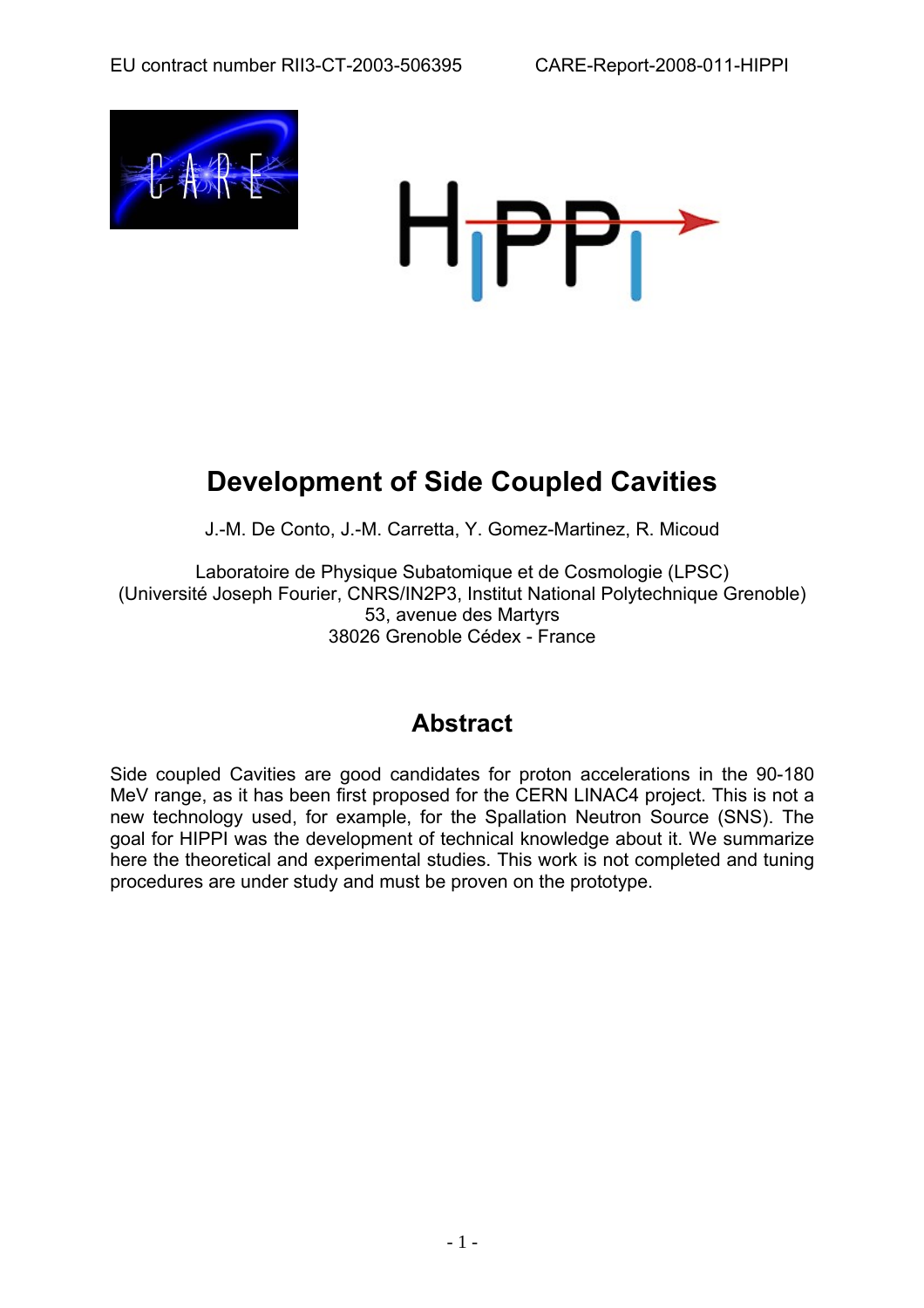EU contract number RII3-CT-2003-506395 CARE-Report-2008-011-HIPPI

# Development of Side Coupled Cavities

J.-M. De Conto, J.-M. Carretta, Y. Gomez-Martinez, R. Micoud

Laboratoire de Physique Subatomique et de Cosmologie (LPSC)
(Université Joseph Fourier, CNRS/IN2P3, Institut National Polytechnique Grenoble)
53, avenue des Martyrs
38026 Grenoble Cédex - France

## Abstract

Side coupled Cavities are good candidates for proton accelerations in the 90-180 MeV range, as it has been first proposed for the CERN LINAC4 project. This is not a new technology used, for example, for the Spallation Neutron Source (SNS). The goal for HIPPI was the development of technical knowledge about it. We summarize here the theoretical and experimental studies. This work is not completed and tuning procedures are under study and must be proven on the prototype.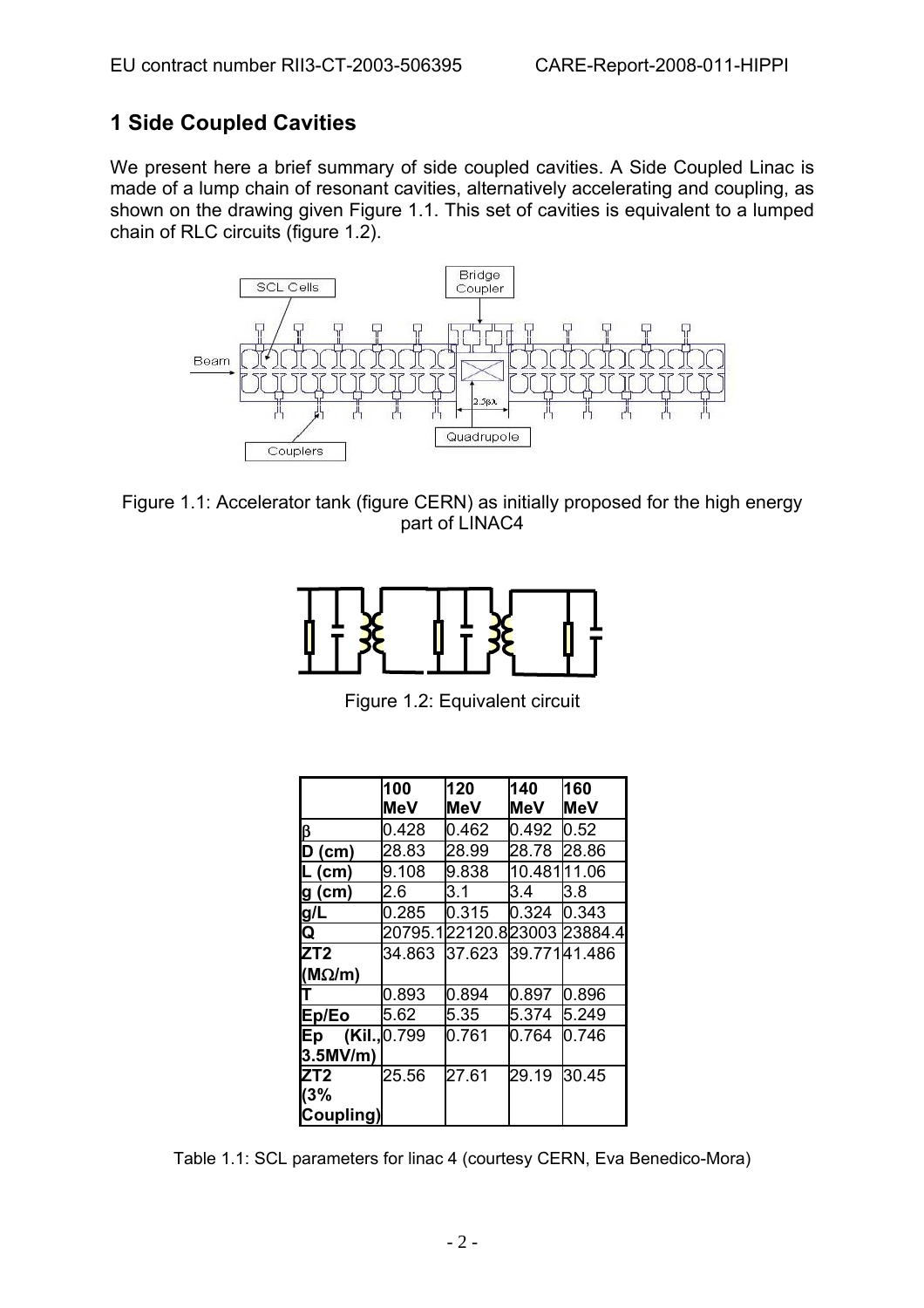# 1 Side Coupled Cavities

We present here a brief summary of side coupled cavities. A Side Coupled Linac is made of a lump chain of resonant cavities, alternatively accelerating and coupling, as shown on the drawing given Figure 1.1. This set of cavities is equivalent to a lumped chain of RLC circuits (figure 1.2).

Figure 1.1: Accelerator tank (figure CERN) as initially proposed for the high energy part of LINAC4

Figure 1.2: Equivalent circuit

| | 100 MeV | 120 MeV | 140 MeV | 160 MeV |
|---|---|---|---|---|
| $\beta$ | 0.428 | 0.462 | 0.492 | 0.52 |
| D (cm) | 28.83 | 28.99 | 28.78 | 28.86 |
| L (cm) | 9.108 | 9.838 | 10.481 | 11.06 |
| g (cm) | 2.6 | 3.1 | 3.4 | 3.8 |
| g/L | 0.285 | 0.315 | 0.324 | 0.343 |
| Q | 20795.1 | 22120.8 | 23003 | 23884.4 |
| ZT2 (M$\Omega$/m) | 34.863 | 37.623 | 39.771 | 41.486 |
| T | 0.893 | 0.894 | 0.897 | 0.896 |
| Ep/Eo | 5.62 | 5.35 | 5.374 | 5.249 |
| Ep (Kil., 3.5MV/m) | 0.799 | 0.761 | 0.764 | 0.746 |
| ZT2 (3% Coupling) | 25.56 | 27.61 | 29.19 | 30.45 |

Table 1.1: SCL parameters for linac 4 (courtesy CERN, Eva Benedico-Mora)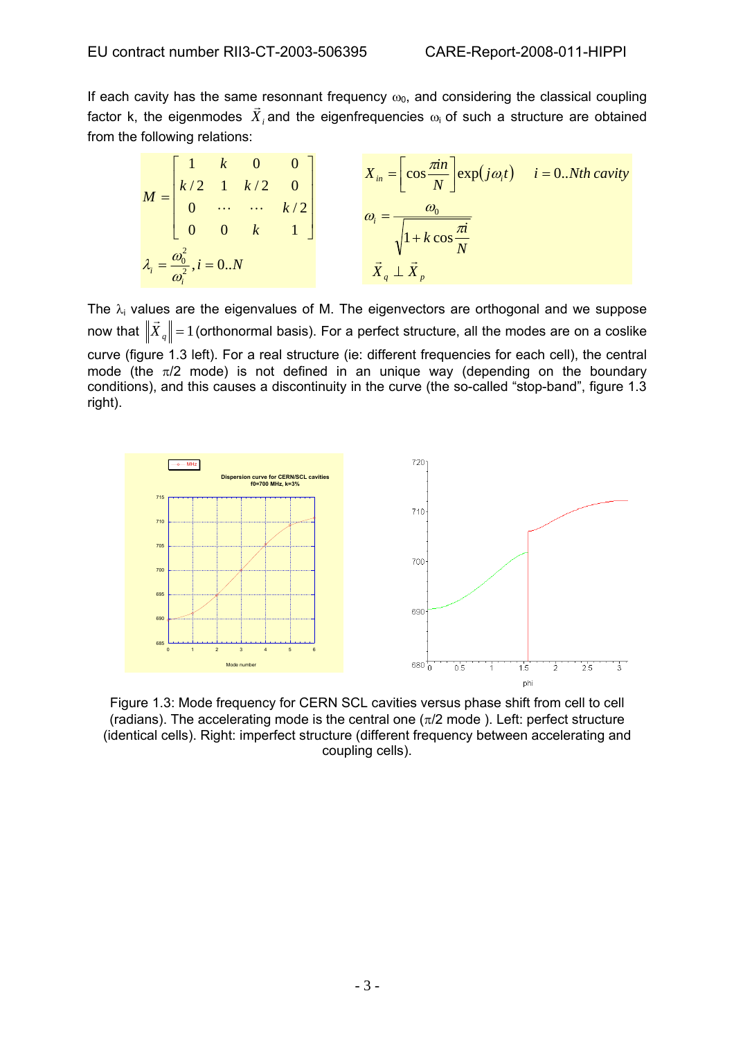If each cavity has the same resonnant frequency $\omega_0$, and considering the classical coupling factor k, the eigenmodes $\vec{X}_i$ and the eigenfrequencies $\omega_i$ of such a structure are obtained from the following relations:

$$M = \begin{bmatrix} 1 & k & 0 & 0 \\ k/2 & 1 & k/2 & 0 \\ 0 & \cdots & \cdots & k/2 \\ 0 & 0 & k & 1 \end{bmatrix}$$

$$\lambda_i = \frac{\omega_0^2}{\omega_i^2}, i = 0..N$$

$$X_{in} = \left[\cos\frac{\pi i n}{N}\right]\exp(j\omega_i t) \qquad i = 0..Nth\ cavity$$

$$\omega_i = \frac{\omega_0}{\sqrt{1 + k\cos\frac{\pi i}{N}}}$$

$$\vec{X}_q \perp \vec{X}_p$$

The $\lambda_i$ values are the eigenvalues of M. The eigenvectors are orthogonal and we suppose now that $\left\|\vec{X}_q\right\| = 1$ (orthonormal basis). For a perfect structure, all the modes are on a coslike curve (figure 1.3 left). For a real structure (ie: different frequencies for each cell), the central mode (the $\pi/2$ mode) is not defined in an unique way (depending on the boundary conditions), and this causes a discontinuity in the curve (the so-called "stop-band", figure 1.3 right).

Figure 1.3: Mode frequency for CERN SCL cavities versus phase shift from cell to cell (radians). The accelerating mode is the central one ($\pi/2$ mode ). Left: perfect structure (identical cells). Right: imperfect structure (different frequency between accelerating and coupling cells).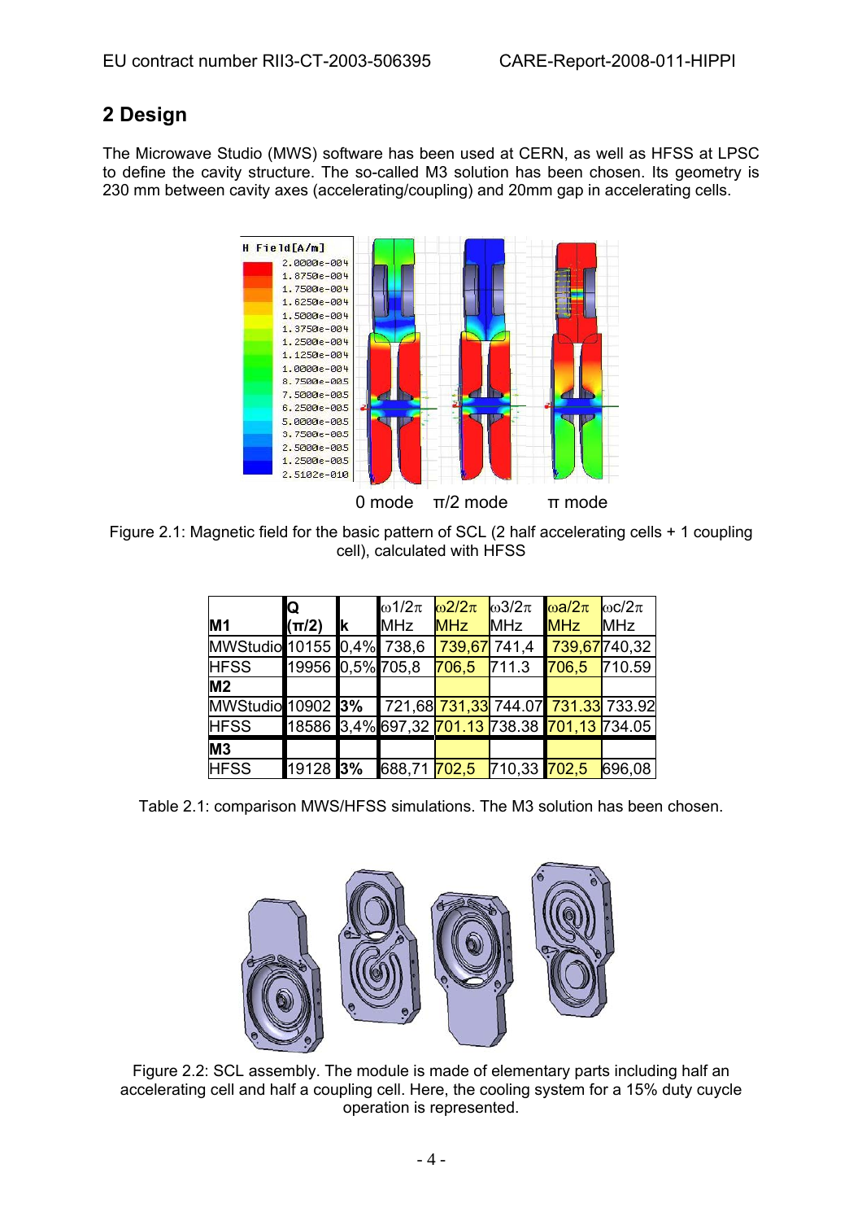## 2 Design

The Microwave Studio (MWS) software has been used at CERN, as well as HFSS at LPSC to define the cavity structure. The so-called M3 solution has been chosen. Its geometry is 230 mm between cavity axes (accelerating/coupling) and 20mm gap in accelerating cells.

Figure 2.1: Magnetic field for the basic pattern of SCL (2 half accelerating cells + 1 coupling cell), calculated with HFSS

| M1 | Q ($\pi/2$) | k | $\omega 1/2\pi$ MHz | $\omega 2/2\pi$ MHz | $\omega 3/2\pi$ MHz | $\omega a/2\pi$ MHz | $\omega c/2\pi$ MHz |
|---|---|---|---|---|---|---|---|
| MWStudio | 10155 | 0,4% | 738,6 | 739,67 | 741,4 | 739,67 | 740,32 |
| HFSS | 19956 | 0,5% | 705,8 | 706,5 | 711.3 | 706,5 | 710.59 |
| **M2** | | | | | | | |
| MWStudio | 10902 | **3%** | 721,68 | 731,33 | 744.07 | 731.33 | 733.92 |
| HFSS | 18586 | 3,4% | 697,32 | 701.13 | 738.38 | 701,13 | 734.05 |
| **M3** | | | | | | | |
| HFSS | 19128 | **3%** | 688,71 | 702,5 | 710,33 | 702,5 | 696,08 |

Table 2.1: comparison MWS/HFSS simulations. The M3 solution has been chosen.

Figure 2.2: SCL assembly. The module is made of elementary parts including half an accelerating cell and half a coupling cell. Here, the cooling system for a 15% duty cuycle operation is represented.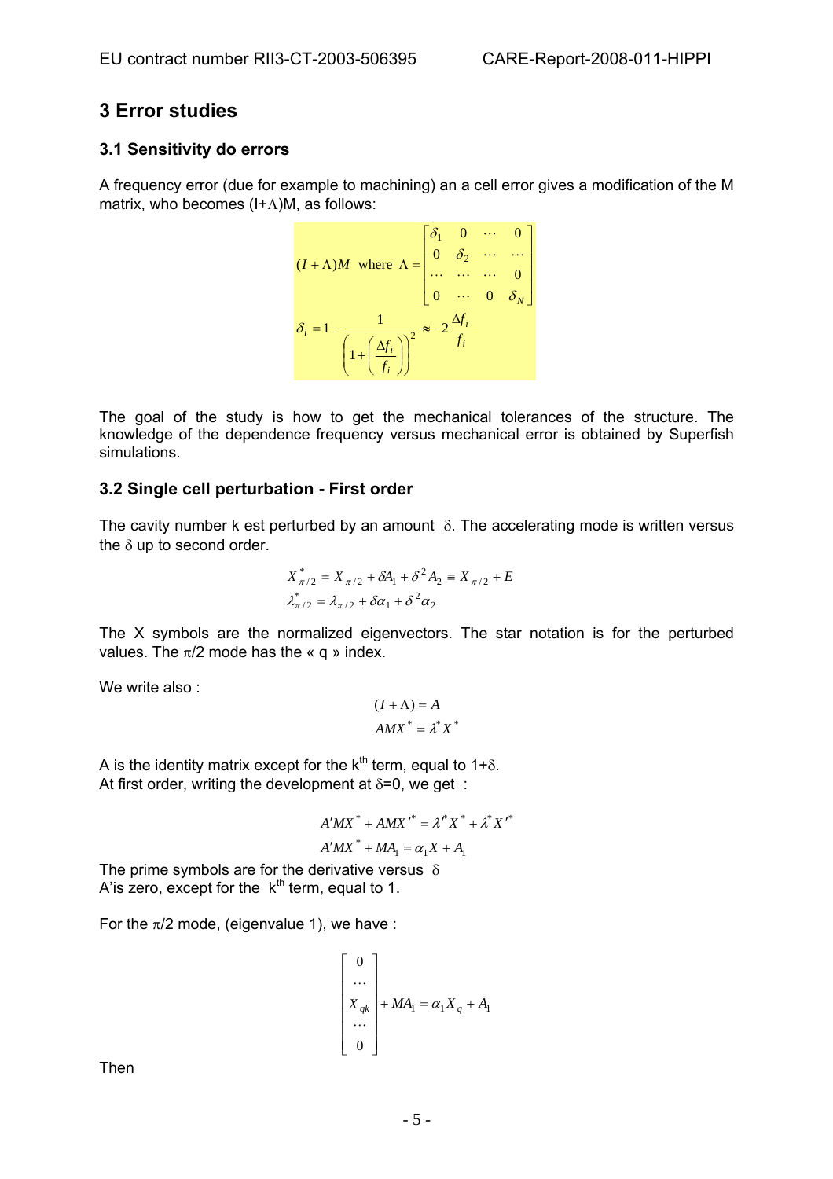## 3 Error studies

### 3.1 Sensitivity do errors

A frequency error (due for example to machining) an a cell error gives a modification of the M matrix, who becomes $(I+\Lambda)M$, as follows:

$$(I+\Lambda)M \quad \text{where } \Lambda = \begin{bmatrix} \delta_1 & 0 & \cdots & 0 \\ 0 & \delta_2 & \cdots & \cdots \\ \cdots & \cdots & \cdots & 0 \\ 0 & \cdots & 0 & \delta_N \end{bmatrix}$$

$$\delta_i = 1 - \frac{1}{\left(1+\left(\frac{\Delta f_i}{f_i}\right)\right)^2} \approx -2\frac{\Delta f_i}{f_i}$$

The goal of the study is how to get the mechanical tolerances of the structure. The knowledge of the dependence frequency versus mechanical error is obtained by Superfish simulations.

### 3.2 Single cell perturbation - First order

The cavity number k est perturbed by an amount $\delta$. The accelerating mode is written versus the $\delta$ up to second order.

$$X^*_{\pi/2} = X_{\pi/2} + \delta A_1 + \delta^2 A_2 \equiv X_{\pi/2} + E$$
$$\lambda^*_{\pi/2} = \lambda_{\pi/2} + \delta\alpha_1 + \delta^2\alpha_2$$

The X symbols are the normalized eigenvectors. The star notation is for the perturbed values. The $\pi/2$ mode has the « q » index.

We write also :

$$(I+\Lambda) = A$$
$$AMX^* = \lambda^* X^*$$

A is the identity matrix except for the k[th] term, equal to $1+\delta$.
At first order, writing the development at $\delta=0$, we get :

$$A'MX^* + AMX'^* = \lambda'^* X^* + \lambda^* X'^*$$
$$A'MX^* + MA_1 = \alpha_1 X + A_1$$

The prime symbols are for the derivative versus $\delta$
A'is zero, except for the k[th] term, equal to 1.

For the $\pi/2$ mode, (eigenvalue 1), we have :

$$\begin{bmatrix} 0 \\ \cdots \\ X_{qk} \\ \cdots \\ 0 \end{bmatrix} + MA_1 = \alpha_1 X_q + A_1$$

Then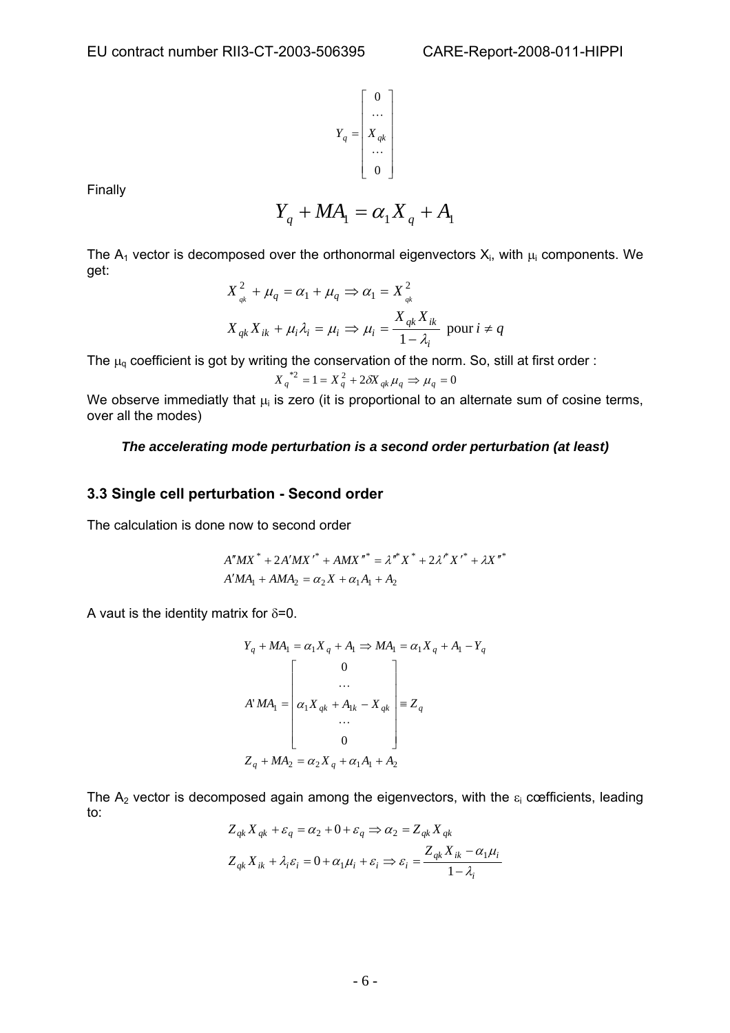$$Y_q = \begin{bmatrix} 0 \\ \cdots \\ X_{qk} \\ \cdots \\ 0 \end{bmatrix}$$

Finally

$$Y_q + MA_1 = \alpha_1 X_q + A_1$$

The $A_1$ vector is decomposed over the orthonormal eigenvectors $X_i$, with $\mu_i$ components. We get:

$$X_{qk}^2 + \mu_q = \alpha_1 + \mu_q \Rightarrow \alpha_1 = X_{qk}^2$$

$$X_{qk} X_{ik} + \mu_i \lambda_i = \mu_i \Rightarrow \mu_i = \frac{X_{qk} X_{ik}}{1 - \lambda_i} \text{ pour } i \neq q$$

The $\mu_q$ coefficient is got by writing the conservation of the norm. So, still at first order :

$$X_q^{*2} = 1 = X_q^2 + 2\delta X_{qk} \mu_q \Rightarrow \mu_q = 0$$

We observe immediatly that $\mu_i$ is zero (it is proportional to an alternate sum of cosine terms, over all the modes)

***The accelerating mode perturbation is a second order perturbation (at least)***

## 3.3 Single cell perturbation - Second order

The calculation is done now to second order

$$A''MX^* + 2A'MX'^* + AMX''^* = \lambda''^* X^* + 2\lambda'^* X'^* + \lambda X''^*$$

$$A'MA_1 + AMA_2 = \alpha_2 X + \alpha_1 A_1 + A_2$$

A vaut is the identity matrix for $\delta$=0.

$$Y_q + MA_1 = \alpha_1 X_q + A_1 \Rightarrow MA_1 = \alpha_1 X_q + A_1 - Y_q$$

$$A'MA_1 = \begin{bmatrix} 0 \\ \cdots \\ \alpha_1 X_{qk} + A_{1k} - X_{qk} \\ \cdots \\ 0 \end{bmatrix} \equiv Z_q$$

$$Z_q + MA_2 = \alpha_2 X_q + \alpha_1 A_1 + A_2$$

The $A_2$ vector is decomposed again among the eigenvectors, with the $\varepsilon_i$ cœfficients, leading to:

$$Z_{qk} X_{qk} + \varepsilon_q = \alpha_2 + 0 + \varepsilon_q \Rightarrow \alpha_2 = Z_{qk} X_{qk}$$

$$Z_{qk} X_{ik} + \lambda_i \varepsilon_i = 0 + \alpha_1 \mu_i + \varepsilon_i \Rightarrow \varepsilon_i = \frac{Z_{qk} X_{ik} - \alpha_1 \mu_i}{1 - \lambda_i}$$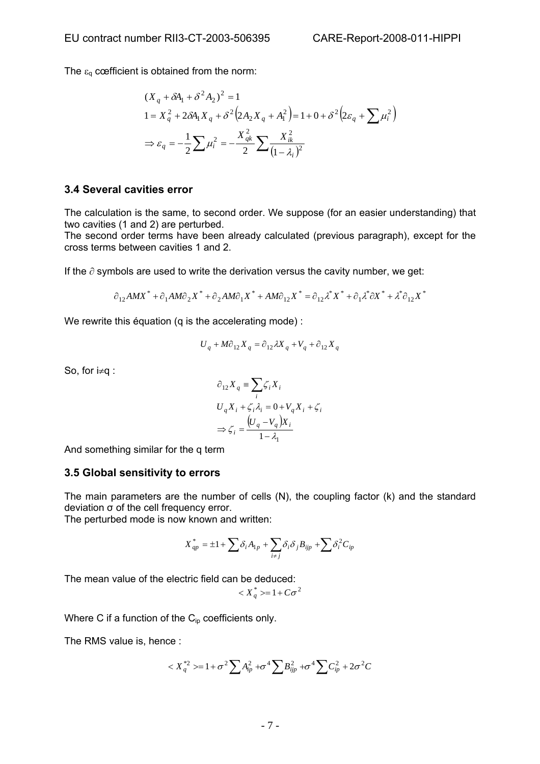The $\varepsilon_q$ cœfficient is obtained from the norm:

$$
\begin{aligned}
&(X_q + \delta A_1 + \delta^2 A_2)^2 = 1 \\
&1 = X_q^2 + 2\delta A_1 X_q + \delta^2 \left(2A_2 X_q + A_1^2\right) = 1 + 0 + \delta^2 \left(2\varepsilon_q + \sum \mu_i^2\right) \\
&\Rightarrow \varepsilon_q = -\frac{1}{2}\sum \mu_i^2 = -\frac{X_{qk}^2}{2}\sum \frac{X_{ik}^2}{(1-\lambda_i)^2}
\end{aligned}
$$

### 3.4 Several cavities error

The calculation is the same, to second order. We suppose (for an easier understanding) that two cavities (1 and 2) are perturbed.
The second order terms have been already calculated (previous paragraph), except for the cross terms between cavities 1 and 2.

If the $\partial$ symbols are used to write the derivation versus the cavity number, we get:

$$
\partial_{12} AMX^* + \partial_1 AM\partial_2 X^* + \partial_2 AM\partial_1 X^* + AM\partial_{12} X^* = \partial_{12}\lambda^* X^* + \partial_1 \lambda^* \partial X^* + \lambda^* \partial_{12} X^*
$$

We rewrite this équation (q is the accelerating mode) :

$$
U_q + M\partial_{12} X_q = \partial_{12}\lambda X_q + V_q + \partial_{12} X_q
$$

So, for $i \neq q$ :

$$
\begin{aligned}
&\partial_{12} X_q \equiv \sum_i \zeta_i X_i \\
&U_q X_i + \zeta_i \lambda_i = 0 + V_q X_i + \zeta_i \\
&\Rightarrow \zeta_i = \frac{\left(U_q - V_q\right) X_i}{1-\lambda_1}
\end{aligned}
$$

And something similar for the q term

### 3.5 Global sensitivity to errors

The main parameters are the number of cells (N), the coupling factor (k) and the standard deviation σ of the cell frequency error.
The perturbed mode is now known and written:

$$
X_{qp}^* = \pm 1 + \sum \delta_i A_{1p} + \sum_{i \neq j} \delta_i \delta_j B_{ijp} + \sum \delta_i^2 C_{ip}
$$

The mean value of the electric field can be deduced:

$$
< X_q^* > = 1 + C\sigma^2
$$

Where C if a function of the $C_{ip}$ coefficients only.

The RMS value is, hence :

$$
< X_q^{*2} > = 1 + \sigma^2 \sum A_{ip}^2 + \sigma^4 \sum B_{ijp}^2 + \sigma^4 \sum C_{ip}^2 + 2\sigma^2 C
$$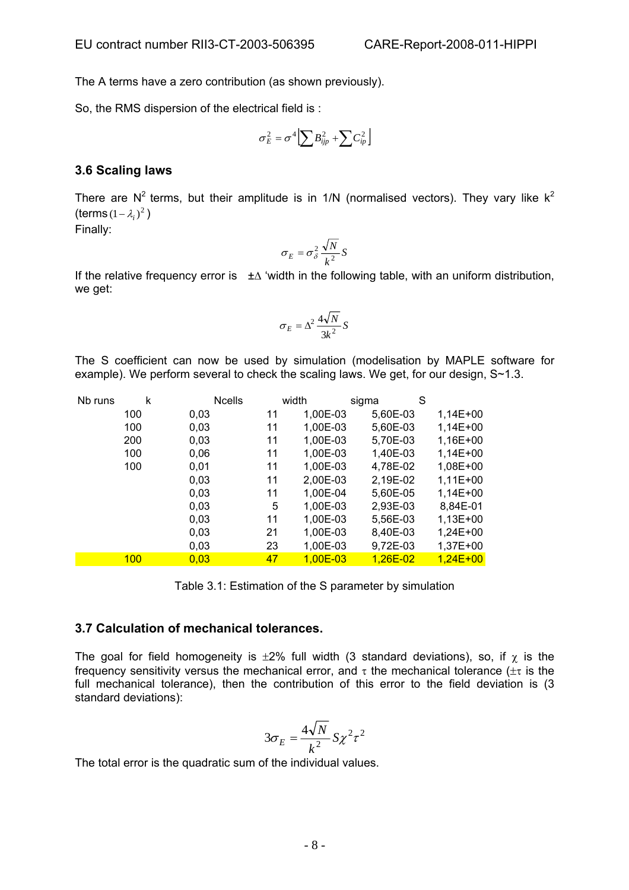The A terms have a zero contribution (as shown previously).

So, the RMS dispersion of the electrical field is :

$$\sigma_E^2 = \sigma^4 \left[ \sum B_{ijp}^2 + \sum C_{ip}^2 \right]$$

### 3.6 Scaling laws

There are $N^2$ terms, but their amplitude is in 1/N (normalised vectors). They vary like $k^2$ (terms $(1-\lambda_i)^2$)

Finally:

$$\sigma_E = \sigma_\delta^2 \frac{\sqrt{N}}{k^2} S$$

If the relative frequency error is $\pm\Delta$ 'width in the following table, with an uniform distribution, we get:

$$\sigma_E = \Delta^2 \frac{4\sqrt{N}}{3k^2} S$$

The S coefficient can now be used by simulation (modelisation by MAPLE software for example). We perform several to check the scaling laws. We get, for our design, S~1.3.

| Nb runs | k | Ncells | width | sigma | S |
|---|---|---|---|---|---|
| 100 | 0,03 | 11 | 1,00E-03 | 5,60E-03 | 1,14E+00 |
| 100 | 0,03 | 11 | 1,00E-03 | 5,60E-03 | 1,14E+00 |
| 200 | 0,03 | 11 | 1,00E-03 | 5,70E-03 | 1,16E+00 |
| 100 | 0,06 | 11 | 1,00E-03 | 1,40E-03 | 1,14E+00 |
| 100 | 0,01 | 11 | 1,00E-03 | 4,78E-02 | 1,08E+00 |
| | 0,03 | 11 | 2,00E-03 | 2,19E-02 | 1,11E+00 |
| | 0,03 | 11 | 1,00E-04 | 5,60E-05 | 1,14E+00 |
| | 0,03 | 5 | 1,00E-03 | 2,93E-03 | 8,84E-01 |
| | 0,03 | 11 | 1,00E-03 | 5,56E-03 | 1,13E+00 |
| | 0,03 | 21 | 1,00E-03 | 8,40E-03 | 1,24E+00 |
| | 0,03 | 23 | 1,00E-03 | 9,72E-03 | 1,37E+00 |
| 100 | 0,03 | 47 | 1,00E-03 | 1,26E-02 | 1,24E+00 |

Table 3.1: Estimation of the S parameter by simulation

### 3.7 Calculation of mechanical tolerances.

The goal for field homogeneity is ±2% full width (3 standard deviations), so, if $\chi$ is the frequency sensitivity versus the mechanical error, and $\tau$ the mechanical tolerance ($\pm\tau$ is the full mechanical tolerance), then the contribution of this error to the field deviation is (3 standard deviations):

$$3\sigma_E = \frac{4\sqrt{N}}{k^2} S \chi^2 \tau^2$$

The total error is the quadratic sum of the individual values.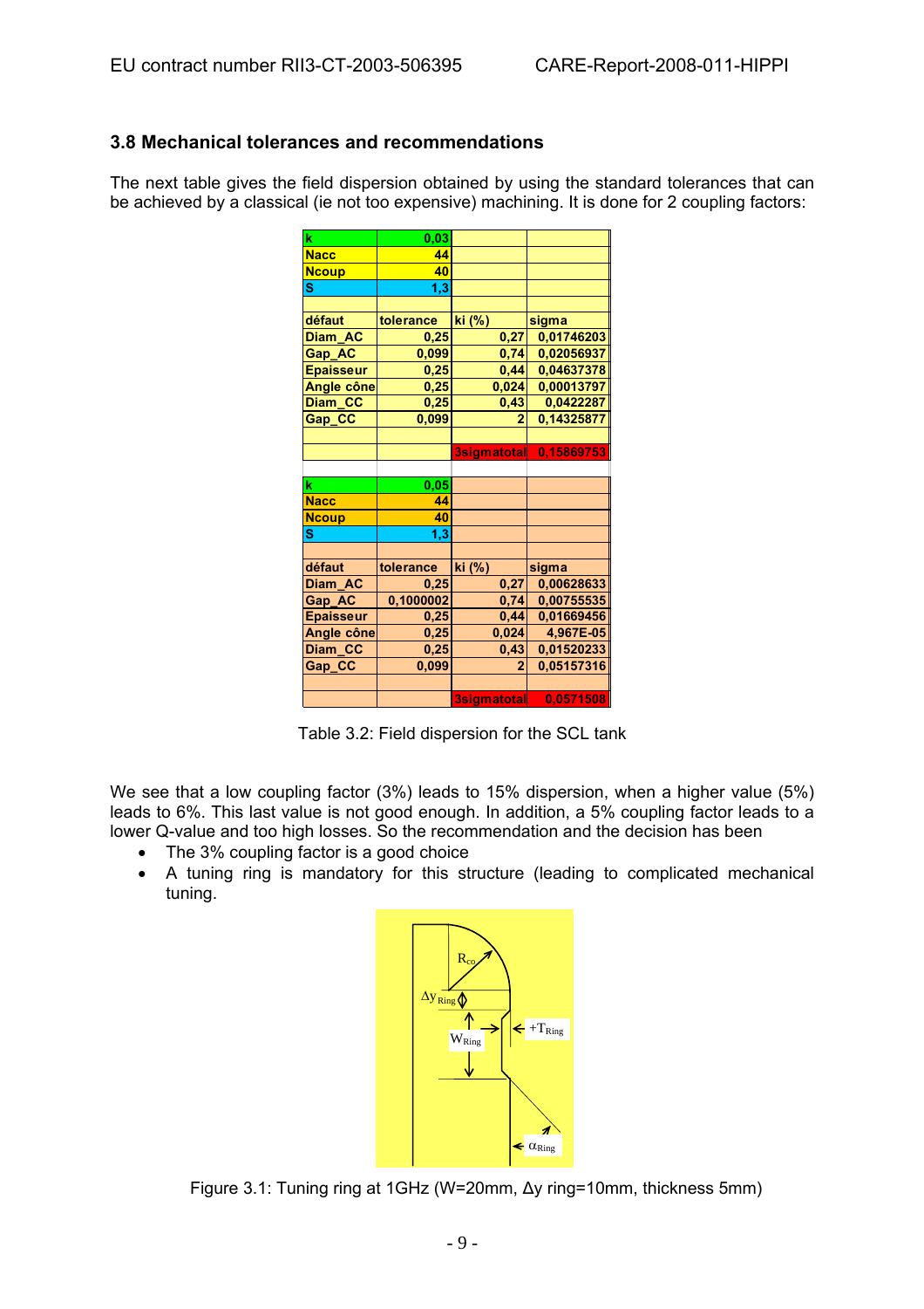## 3.8 Mechanical tolerances and recommendations

The next table gives the field dispersion obtained by using the standard tolerances that can be achieved by a classical (ie not too expensive) machining. It is done for 2 coupling factors:

| k | 0,03 | | |
|---|---|---|---|
| Nacc | 44 | | |
| Ncoup | 40 | | |
| S | 1,3 | | |
| | | | |
| défaut | tolerance | ki (%) | sigma |
| Diam_AC | 0,25 | 0,27 | 0,01746203 |
| Gap_AC | 0,099 | 0,74 | 0,02056937 |
| Epaisseur | 0,25 | 0,44 | 0,04637378 |
| Angle cône | 0,25 | 0,024 | 0,00013797 |
| Diam_CC | 0,25 | 0,43 | 0,0422287 |
| Gap_CC | 0,099 | 2 | 0,14325877 |
| | | | |
| | | 3sigmatotal | 0,15869753 |

| k | 0,05 | | |
|---|---|---|---|
| Nacc | 44 | | |
| Ncoup | 40 | | |
| S | 1,3 | | |
| | | | |
| défaut | tolerance | ki (%) | sigma |
| Diam_AC | 0,25 | 0,27 | 0,00628633 |
| Gap_AC | 0,1000002 | 0,74 | 0,00755535 |
| Epaisseur | 0,25 | 0,44 | 0,01669456 |
| Angle cône | 0,25 | 0,024 | 4,967E-05 |
| Diam_CC | 0,25 | 0,43 | 0,01520233 |
| Gap_CC | 0,099 | 2 | 0,05157316 |
| | | | |
| | | 3sigmatotal | 0,0571508 |

Table 3.2: Field dispersion for the SCL tank

We see that a low coupling factor (3%) leads to 15% dispersion, when a higher value (5%) leads to 6%. This last value is not good enough. In addition, a 5% coupling factor leads to a lower Q-value and too high losses. So the recommendation and the decision has been

- The 3% coupling factor is a good choice
- A tuning ring is mandatory for this structure (leading to complicated mechanical tuning.

Figure 3.1: Tuning ring at 1GHz (W=20mm, Δy ring=10mm, thickness 5mm)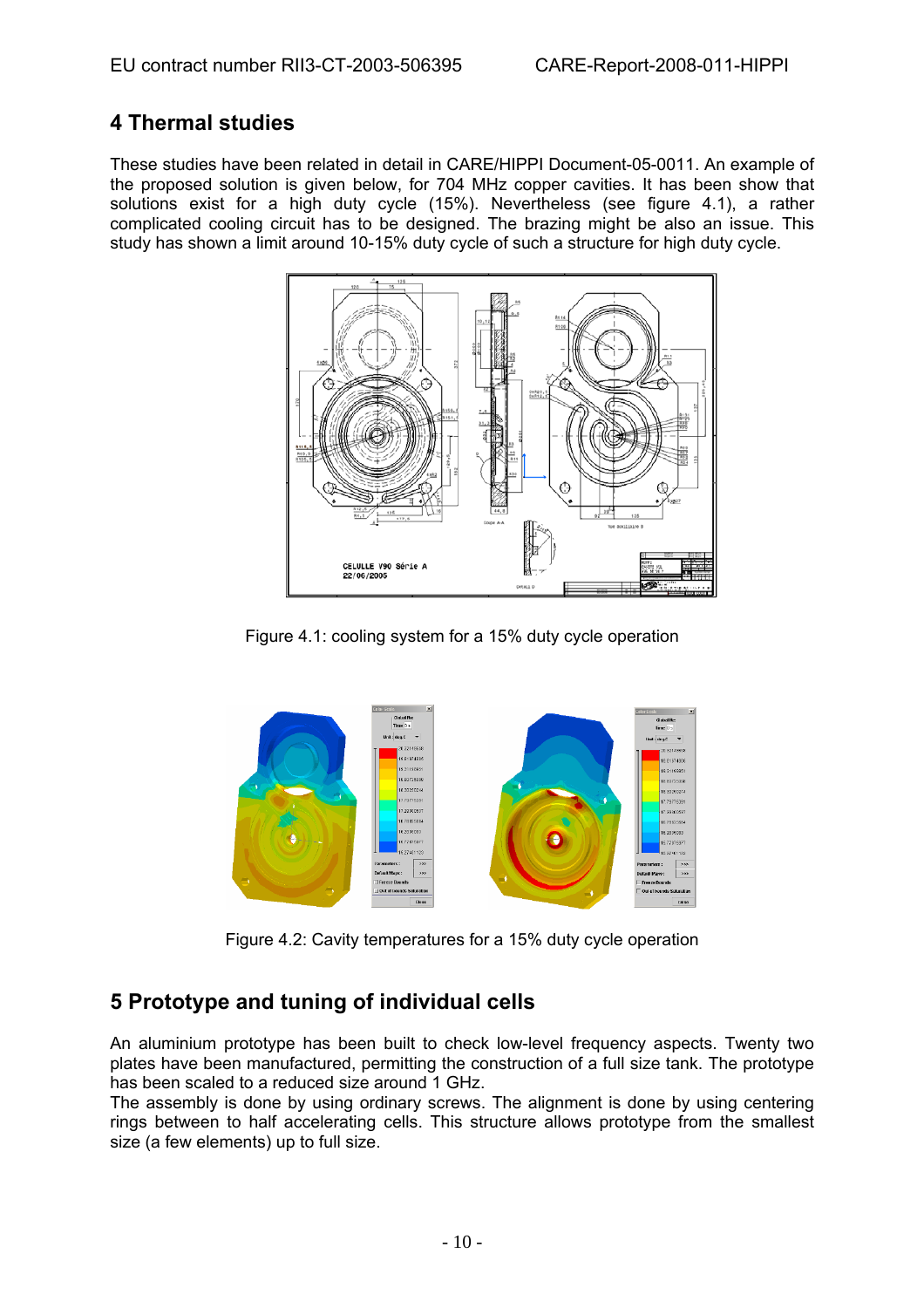## 4 Thermal studies

These studies have been related in detail in CARE/HIPPI Document-05-0011. An example of the proposed solution is given below, for 704 MHz copper cavities. It has been show that solutions exist for a high duty cycle (15%). Nevertheless (see figure 4.1), a rather complicated cooling circuit has to be designed. The brazing might be also an issue. This study has shown a limit around 10-15% duty cycle of such a structure for high duty cycle.

Figure 4.1: cooling system for a 15% duty cycle operation

Figure 4.2: Cavity temperatures for a 15% duty cycle operation

## 5 Prototype and tuning of individual cells

An aluminium prototype has been built to check low-level frequency aspects. Twenty two plates have been manufactured, permitting the construction of a full size tank. The prototype has been scaled to a reduced size around 1 GHz.

The assembly is done by using ordinary screws. The alignment is done by using centering rings between to half accelerating cells. This structure allows prototype from the smallest size (a few elements) up to full size.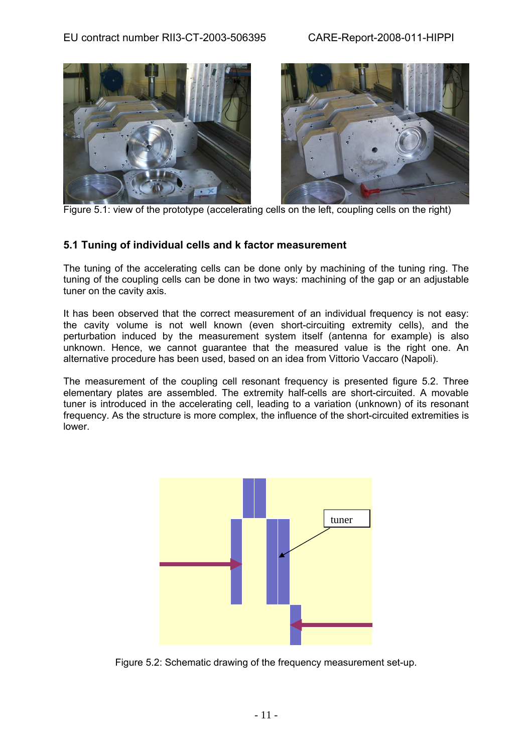Figure 5.1: view of the prototype (accelerating cells on the left, coupling cells on the right)

### 5.1 Tuning of individual cells and k factor measurement

The tuning of the accelerating cells can be done only by machining of the tuning ring. The tuning of the coupling cells can be done in two ways: machining of the gap or an adjustable tuner on the cavity axis.

It has been observed that the correct measurement of an individual frequency is not easy: the cavity volume is not well known (even short-circuiting extremity cells), and the perturbation induced by the measurement system itself (antenna for example) is also unknown. Hence, we cannot guarantee that the measured value is the right one. An alternative procedure has been used, based on an idea from Vittorio Vaccaro (Napoli).

The measurement of the coupling cell resonant frequency is presented figure 5.2. Three elementary plates are assembled. The extremity half-cells are short-circuited. A movable tuner is introduced in the accelerating cell, leading to a variation (unknown) of its resonant frequency. As the structure is more complex, the influence of the short-circuited extremities is lower.

Figure 5.2: Schematic drawing of the frequency measurement set-up.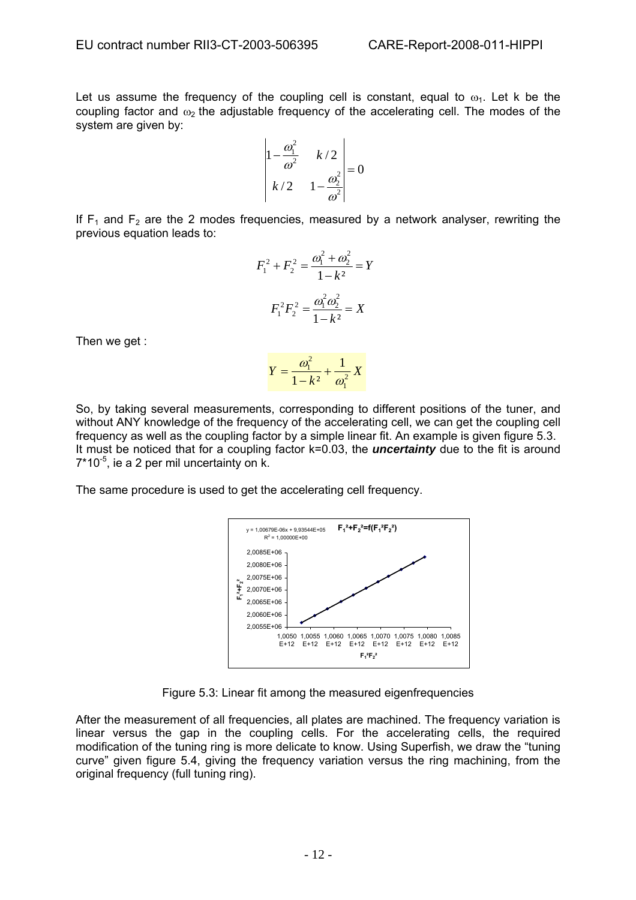Let us assume the frequency of the coupling cell is constant, equal to $\omega_1$. Let k be the coupling factor and $\omega_2$ the adjustable frequency of the accelerating cell. The modes of the system are given by:

$$\begin{vmatrix} 1-\frac{\omega_1^2}{\omega^2} & k/2 \\ k/2 & 1-\frac{\omega_2^2}{\omega^2} \end{vmatrix} = 0$$

If $F_1$ and $F_2$ are the 2 modes frequencies, measured by a network analyser, rewriting the previous equation leads to:

$$F_1^2 + F_2^2 = \frac{\omega_1^2 + \omega_2^2}{1-k^2} = Y$$

$$F_1^2 F_2^2 = \frac{\omega_1^2 \omega_2^2}{1-k^2} = X$$

Then we get :

$$Y = \frac{\omega_1^2}{1-k^2} + \frac{1}{\omega_1^2} X$$

So, by taking several measurements, corresponding to different positions of the tuner, and without ANY knowledge of the frequency of the accelerating cell, we can get the coupling cell frequency as well as the coupling factor by a simple linear fit. An example is given figure 5.3. It must be noticed that for a coupling factor k=0.03, the ***uncertainty*** due to the fit is around $7*10^{-5}$, ie a 2 per mil uncertainty on k.

The same procedure is used to get the accelerating cell frequency.

Figure 5.3: Linear fit among the measured eigenfrequencies

After the measurement of all frequencies, all plates are machined. The frequency variation is linear versus the gap in the coupling cells. For the accelerating cells, the required modification of the tuning ring is more delicate to know. Using Superfish, we draw the "tuning curve" given figure 5.4, giving the frequency variation versus the ring machining, from the original frequency (full tuning ring).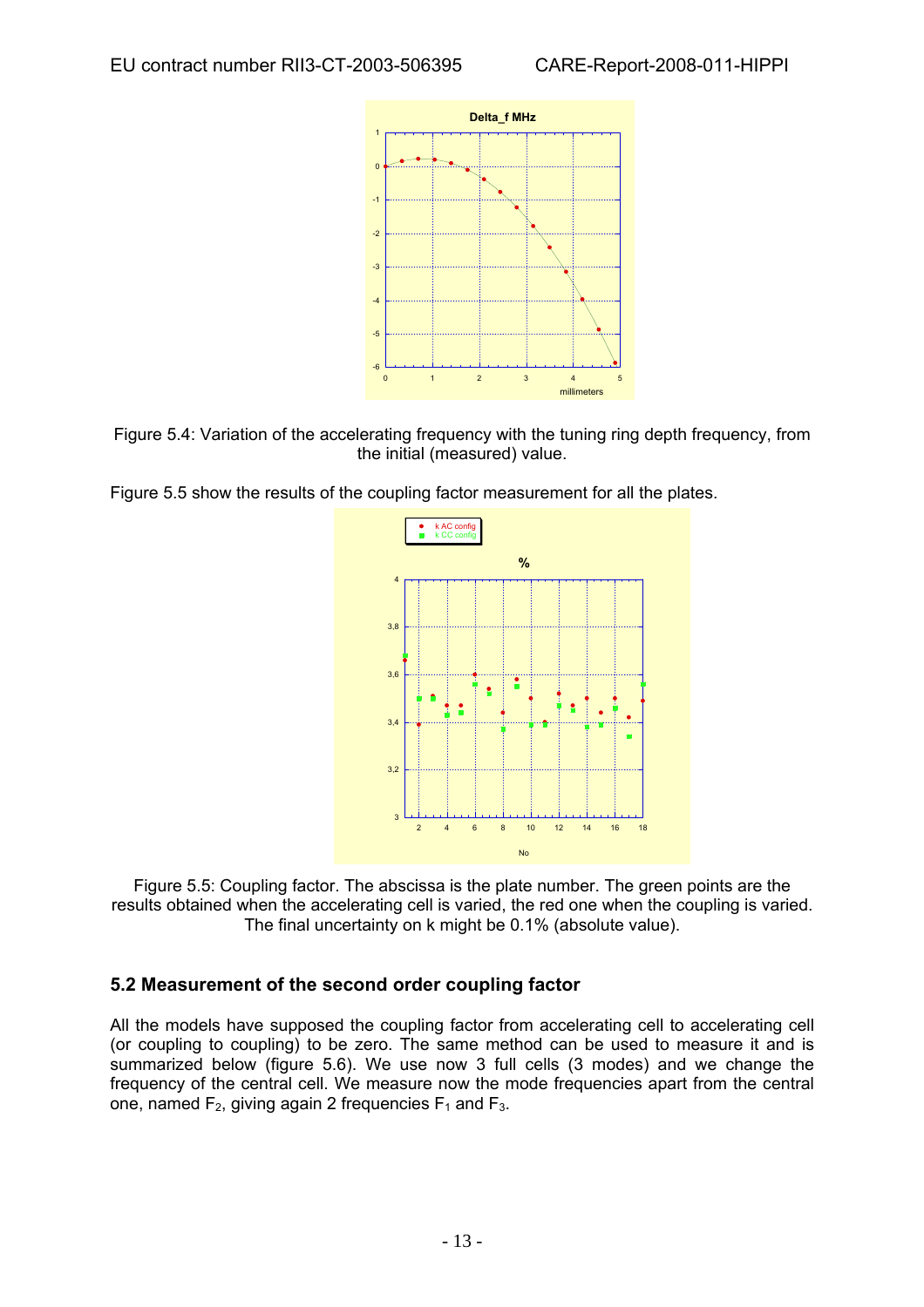Figure 5.4: Variation of the accelerating frequency with the tuning ring depth frequency, from the initial (measured) value.

Figure 5.5 show the results of the coupling factor measurement for all the plates.

Figure 5.5: Coupling factor. The abscissa is the plate number. The green points are the results obtained when the accelerating cell is varied, the red one when the coupling is varied. The final uncertainty on k might be 0.1% (absolute value).

## 5.2 Measurement of the second order coupling factor

All the models have supposed the coupling factor from accelerating cell to accelerating cell (or coupling to coupling) to be zero. The same method can be used to measure it and is summarized below (figure 5.6). We use now 3 full cells (3 modes) and we change the frequency of the central cell. We measure now the mode frequencies apart from the central one, named $F_2$, giving again 2 frequencies $F_1$ and $F_3$.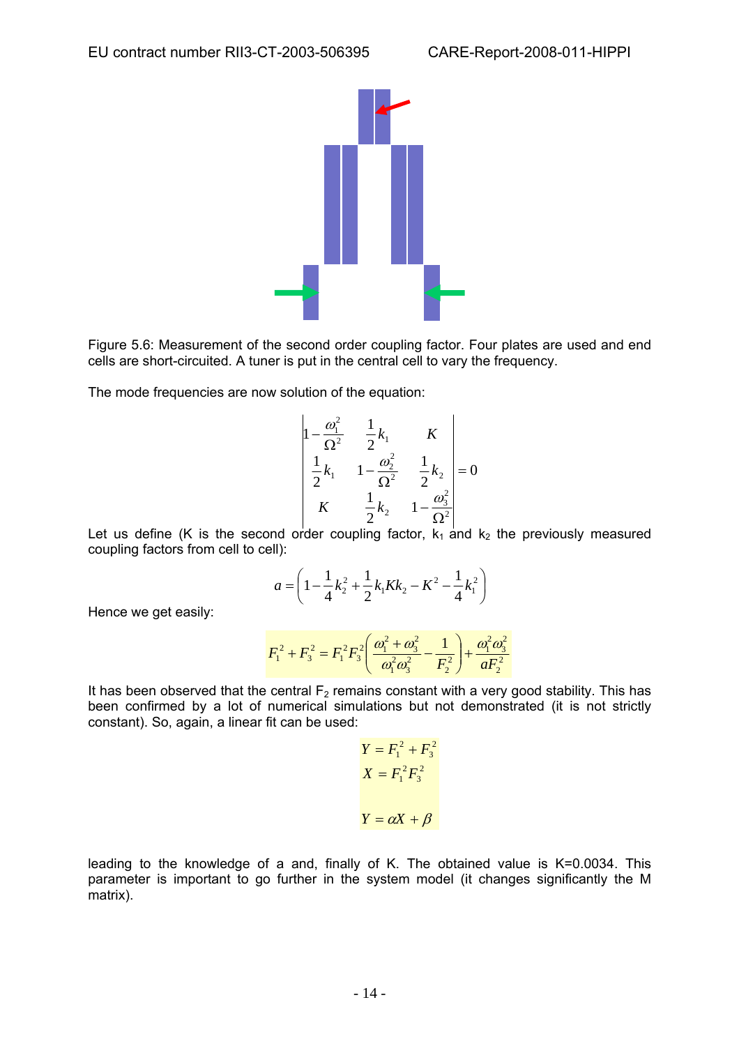Figure 5.6: Measurement of the second order coupling factor. Four plates are used and end cells are short-circuited. A tuner is put in the central cell to vary the frequency.

The mode frequencies are now solution of the equation:

$$\begin{vmatrix} 1-\dfrac{\omega_1^2}{\Omega^2} & \dfrac{1}{2}k_1 & K \\ \dfrac{1}{2}k_1 & 1-\dfrac{\omega_2^2}{\Omega^2} & \dfrac{1}{2}k_2 \\ K & \dfrac{1}{2}k_2 & 1-\dfrac{\omega_3^2}{\Omega^2} \end{vmatrix} = 0$$

Let us define (K is the second order coupling factor, $k_1$ and $k_2$ the previously measured coupling factors from cell to cell):

$$a = \left(1 - \frac{1}{4}k_2^2 + \frac{1}{2}k_1 K k_2 - K^2 - \frac{1}{4}k_1^2\right)$$

Hence we get easily:

$$F_1^2 + F_3^2 = F_1^2 F_3^2 \left(\frac{\omega_1^2 + \omega_3^2}{\omega_1^2 \omega_3^2} - \frac{1}{F_2^2}\right) + \frac{\omega_1^2 \omega_3^2}{a F_2^2}$$

It has been observed that the central $F_2$ remains constant with a very good stability. This has been confirmed by a lot of numerical simulations but not demonstrated (it is not strictly constant). So, again, a linear fit can be used:

$$Y = F_1^2 + F_3^2$$
$$X = F_1^2 F_3^2$$

$$Y = \alpha X + \beta$$

leading to the knowledge of a and, finally of K. The obtained value is K=0.0034. This parameter is important to go further in the system model (it changes significantly the M matrix).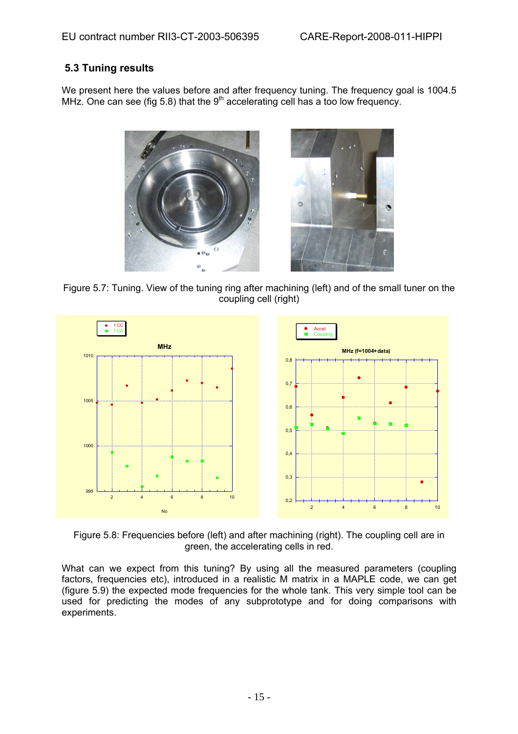### 5.3 Tuning results

We present here the values before and after frequency tuning. The frequency goal is 1004.5 MHz. One can see (fig 5.8) that the 9$^{th}$ accelerating cell has a too low frequency.

Figure 5.7: Tuning. View of the tuning ring after machining (left) and of the small tuner on the coupling cell (right)

Figure 5.8: Frequencies before (left) and after machining (right). The coupling cell are in green, the accelerating cells in red.

What can we expect from this tuning? By using all the measured parameters (coupling factors, frequencies etc), introduced in a realistic M matrix in a MAPLE code, we can get (figure 5.9) the expected mode frequencies for the whole tank. This very simple tool can be used for predicting the modes of any subprototype and for doing comparisons with experiments.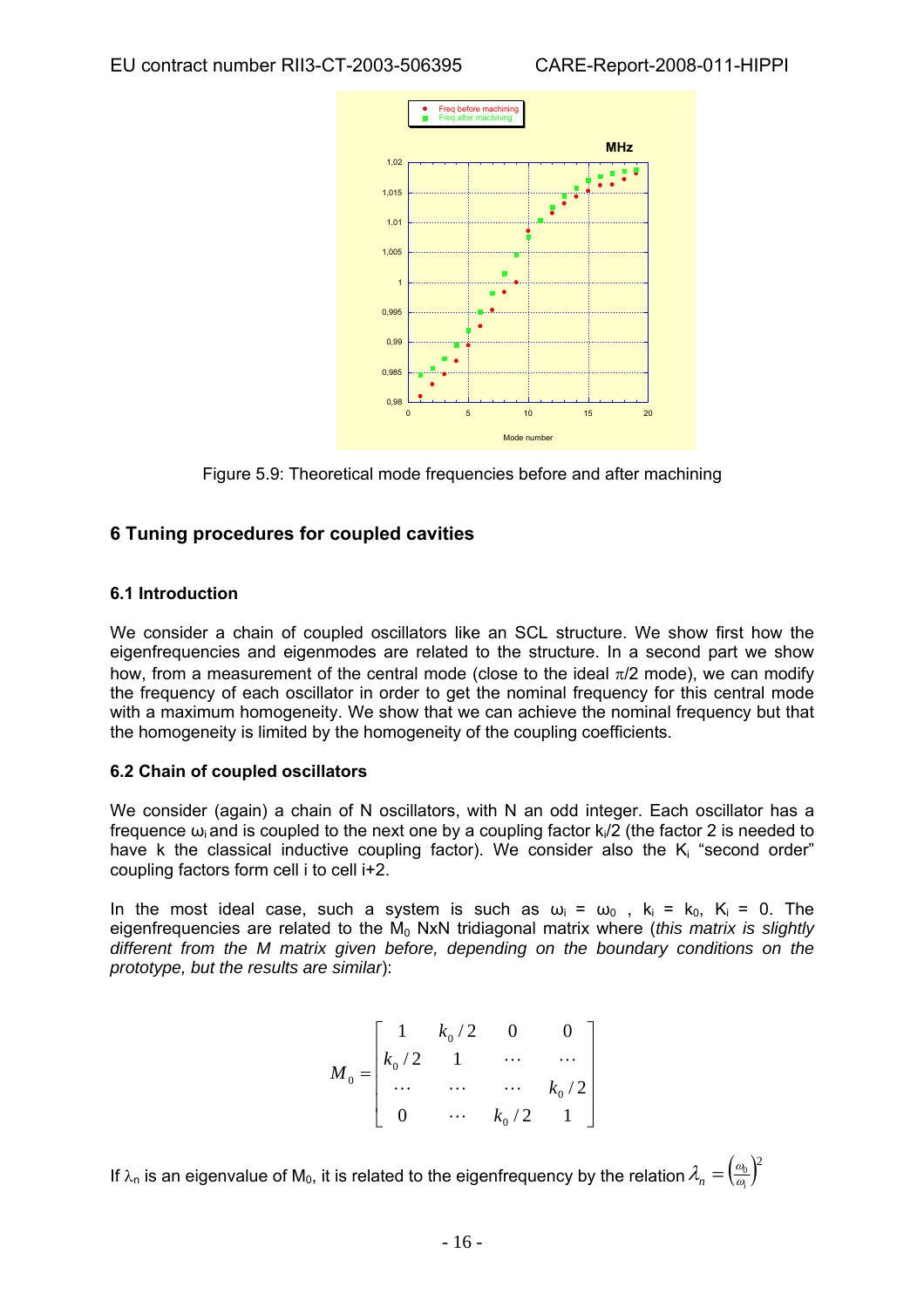Figure 5.9: Theoretical mode frequencies before and after machining

## 6 Tuning procedures for coupled cavities

### 6.1 Introduction

We consider a chain of coupled oscillators like an SCL structure. We show first how the eigenfrequencies and eigenmodes are related to the structure. In a second part we show how, from a measurement of the central mode (close to the ideal $\pi/2$ mode), we can modify the frequency of each oscillator in order to get the nominal frequency for this central mode with a maximum homogeneity. We show that we can achieve the nominal frequency but that the homogeneity is limited by the homogeneity of the coupling coefficients.

### 6.2 Chain of coupled oscillators

We consider (again) a chain of N oscillators, with N an odd integer. Each oscillator has a frequence $\omega_i$ and is coupled to the next one by a coupling factor $k_i/2$ (the factor 2 is needed to have k the classical inductive coupling factor). We consider also the $K_i$ "second order" coupling factors form cell i to cell i+2.

In the most ideal case, such a system is such as $\omega_i = \omega_0$ , $k_i = k_0$, $K_i = 0$. The eigenfrequencies are related to the $M_0$ NxN tridiagonal matrix where (*this matrix is slightly different from the M matrix given before, depending on the boundary conditions on the prototype, but the results are similar*):

$$M_0 = \begin{bmatrix} 1 & k_0/2 & 0 & 0 \\ k_0/2 & 1 & \cdots & \cdots \\ \cdots & \cdots & \cdots & k_0/2 \\ 0 & \cdots & k_0/2 & 1 \end{bmatrix}$$

If $\lambda_n$ is an eigenvalue of $M_0$, it is related to the eigenfrequency by the relation $\lambda_n = \left(\frac{\omega_0}{\omega_i}\right)^2$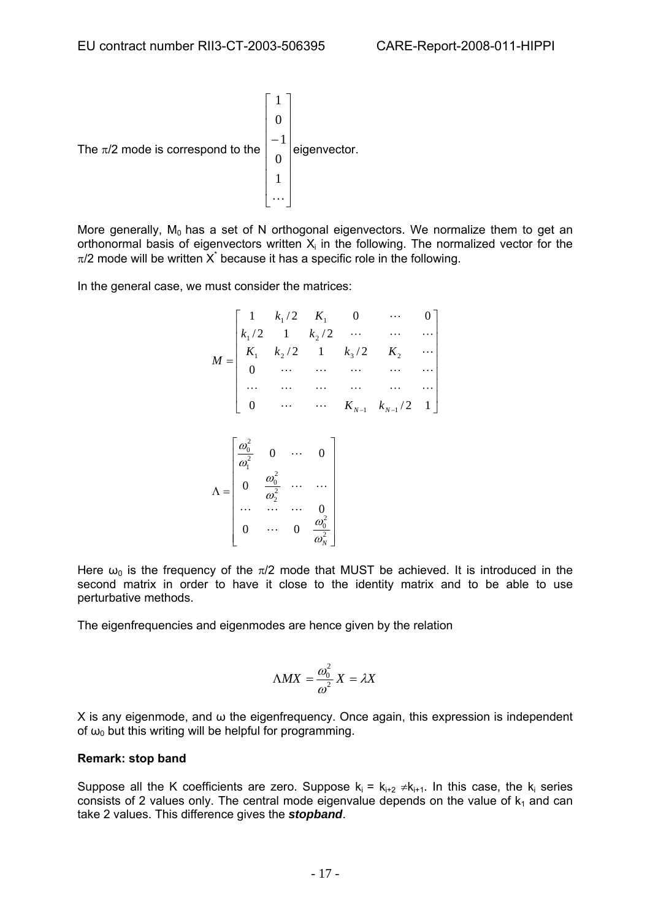The $\pi/2$ mode is correspond to the $\begin{bmatrix} 1 \\ 0 \\ -1 \\ 0 \\ 1 \\ \cdots \end{bmatrix}$ eigenvector.

More generally, $M_0$ has a set of N orthogonal eigenvectors. We normalize them to get an orthonormal basis of eigenvectors written $X_i$ in the following. The normalized vector for the $\pi/2$ mode will be written $X^*$ because it has a specific role in the following.

In the general case, we must consider the matrices:

$$M = \begin{bmatrix} 1 & k_1/2 & K_1 & 0 & \cdots & 0 \\ k_1/2 & 1 & k_2/2 & \cdots & \cdots & \cdots \\ K_1 & k_2/2 & 1 & k_3/2 & K_2 & \cdots \\ 0 & \cdots & \cdots & \cdots & \cdots & \cdots \\ \cdots & \cdots & \cdots & \cdots & \cdots & \cdots \\ 0 & \cdots & \cdots & K_{N-1} & k_{N-1}/2 & 1 \end{bmatrix}$$

$$\Lambda = \begin{bmatrix} \frac{\omega_0^2}{\omega_1^2} & 0 & \cdots & 0 \\ 0 & \frac{\omega_0^2}{\omega_2^2} & \cdots & \cdots \\ \cdots & \cdots & \cdots & 0 \\ 0 & \cdots & 0 & \frac{\omega_0^2}{\omega_N^2} \end{bmatrix}$$

Here $\omega_0$ is the frequency of the $\pi/2$ mode that MUST be achieved. It is introduced in the second matrix in order to have it close to the identity matrix and to be able to use perturbative methods.

The eigenfrequencies and eigenmodes are hence given by the relation

$$\Lambda M X = \frac{\omega_0^2}{\omega^2} X = \lambda X$$

X is any eigenmode, and $\omega$ the eigenfrequency. Once again, this expression is independent of $\omega_0$ but this writing will be helpful for programming.

**Remark: stop band**

Suppose all the K coefficients are zero. Suppose $k_i = k_{i+2} \neq k_{i+1}$. In this case, the $k_i$ series consists of 2 values only. The central mode eigenvalue depends on the value of $k_1$ and can take 2 values. This difference gives the ***stopband***.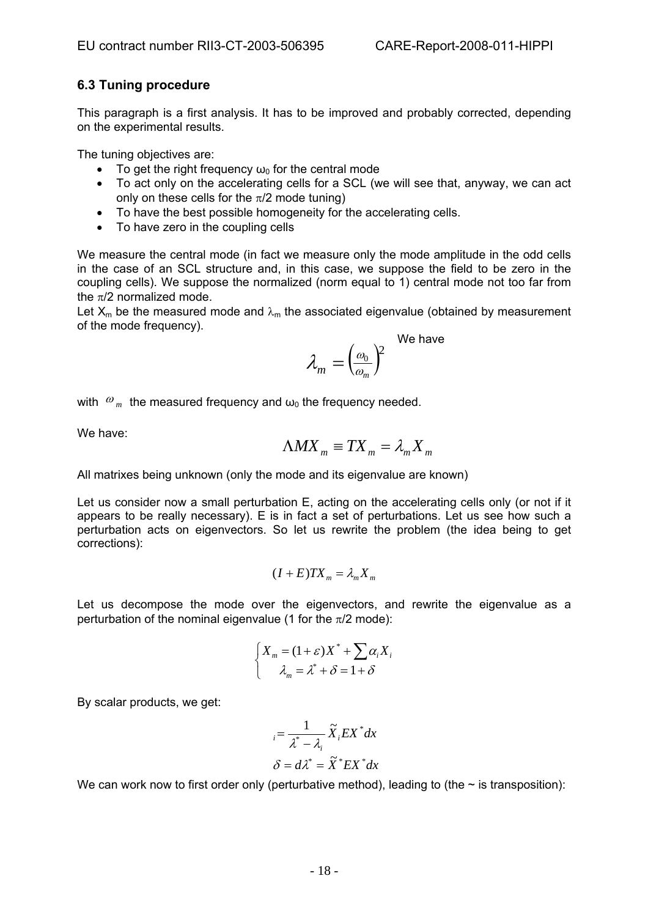### 6.3 Tuning procedure

This paragraph is a first analysis. It has to be improved and probably corrected, depending on the experimental results.

The tuning objectives are:

- To get the right frequency $\omega_0$ for the central mode
- To act only on the accelerating cells for a SCL (we will see that, anyway, we can act only on these cells for the $\pi/2$ mode tuning)
- To have the best possible homogeneity for the accelerating cells.
- To have zero in the coupling cells

We measure the central mode (in fact we measure only the mode amplitude in the odd cells in the case of an SCL structure and, in this case, we suppose the field to be zero in the coupling cells). We suppose the normalized (norm equal to 1) central mode not too far from the $\pi/2$ normalized mode.

Let $X_m$ be the measured mode and $\lambda_m$ the associated eigenvalue (obtained by measurement of the mode frequency). We have

$$\lambda_m = \left(\frac{\omega_0}{\omega_m}\right)^2$$

with $\omega_m$ the measured frequency and $\omega_0$ the frequency needed.

We have:

$$\Lambda M X_m \equiv T X_m = \lambda_m X_m$$

All matrixes being unknown (only the mode and its eigenvalue are known)

Let us consider now a small perturbation E, acting on the accelerating cells only (or not if it appears to be really necessary). E is in fact a set of perturbations. Let us see how such a perturbation acts on eigenvectors. So let us rewrite the problem (the idea being to get corrections):

$$(I + E) T X_m = \lambda_m X_m$$

Let us decompose the mode over the eigenvectors, and rewrite the eigenvalue as a perturbation of the nominal eigenvalue (1 for the $\pi/2$ mode):

$$\begin{cases} X_m = (1+\varepsilon) X^* + \sum \alpha_i X_i \\ \lambda_m = \lambda^* + \delta = 1 + \delta \end{cases}$$

By scalar products, we get:

$$_i = \frac{1}{\lambda^* - \lambda_i} \tilde{X}_i E X^* dx$$

$$\delta = d\lambda^* = \tilde{X}^* E X^* dx$$

We can work now to first order only (perturbative method), leading to (the ~ is transposition):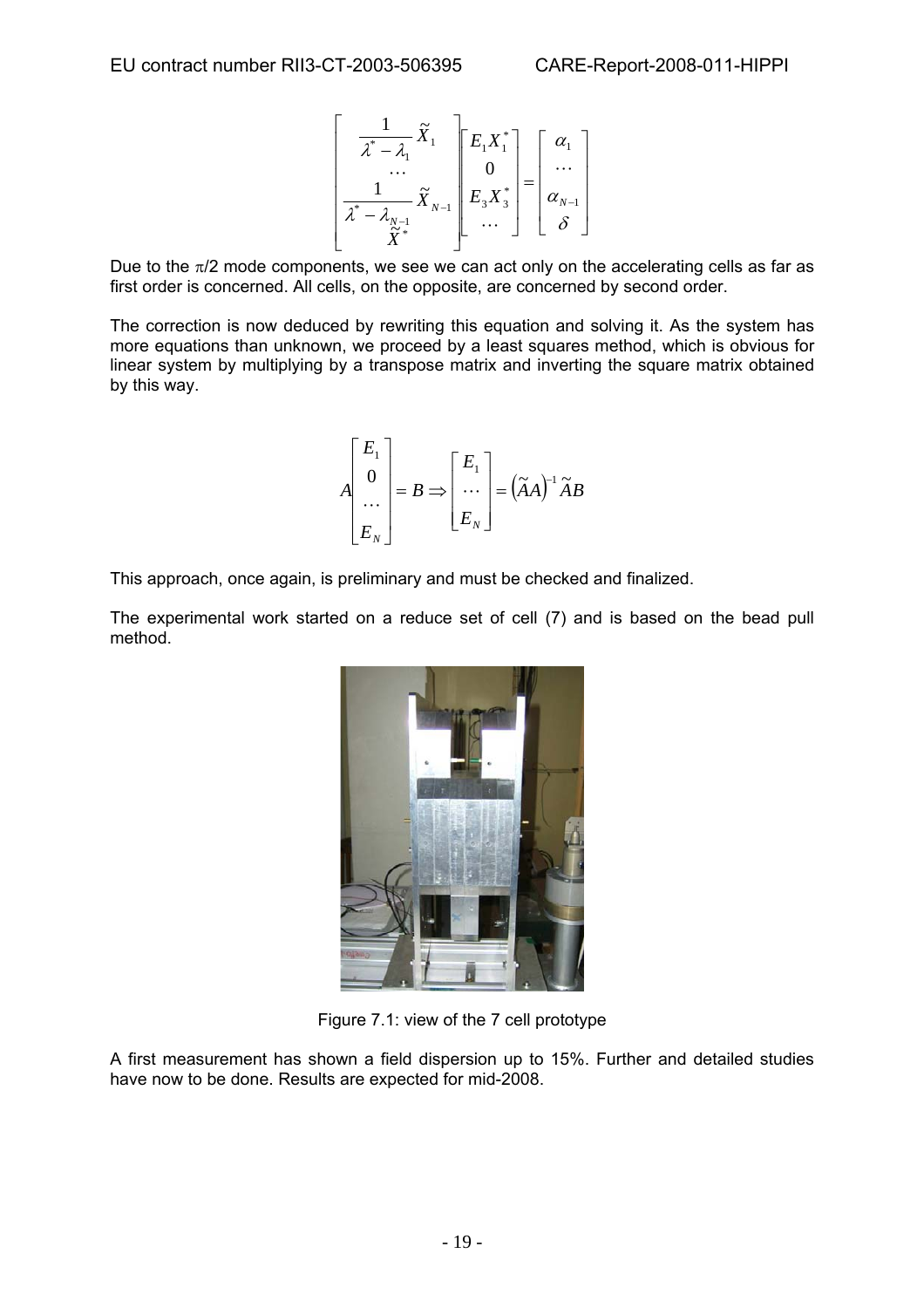$$
\begin{bmatrix} \frac{1}{\lambda^* - \lambda_1} \tilde{X}_1 \\ \cdots \\ \frac{1}{\lambda^* - \lambda_{N-1}} \tilde{X}_{N-1} \\ \tilde{X}^* \end{bmatrix} \begin{bmatrix} E_1 X_1^* \\ 0 \\ E_3 X_3^* \\ \cdots \end{bmatrix} = \begin{bmatrix} \alpha_1 \\ \cdots \\ \alpha_{N-1} \\ \delta \end{bmatrix}
$$

Due to the $\pi/2$ mode components, we see we can act only on the accelerating cells as far as first order is concerned. All cells, on the opposite, are concerned by second order.

The correction is now deduced by rewriting this equation and solving it. As the system has more equations than unknown, we proceed by a least squares method, which is obvious for linear system by multiplying by a transpose matrix and inverting the square matrix obtained by this way.

$$
A \begin{bmatrix} E_1 \\ 0 \\ \cdots \\ E_N \end{bmatrix} = B \Rightarrow \begin{bmatrix} E_1 \\ \cdots \\ E_N \end{bmatrix} = \left(\tilde{A}A\right)^{-1} \tilde{A}B
$$

This approach, once again, is preliminary and must be checked and finalized.

The experimental work started on a reduce set of cell (7) and is based on the bead pull method.

Figure 7.1: view of the 7 cell prototype

A first measurement has shown a field dispersion up to 15%. Further and detailed studies have now to be done. Results are expected for mid-2008.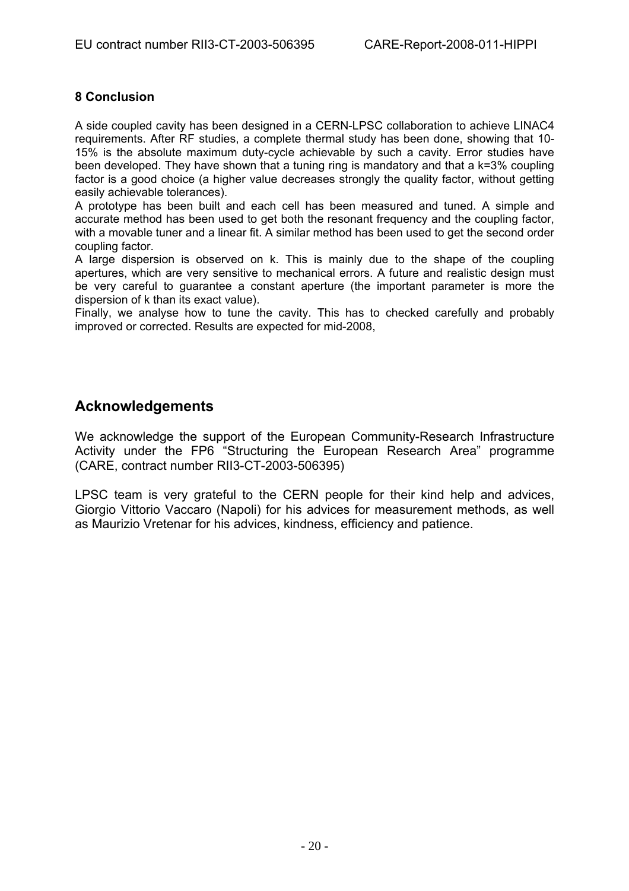## 8 Conclusion

A side coupled cavity has been designed in a CERN-LPSC collaboration to achieve LINAC4 requirements. After RF studies, a complete thermal study has been done, showing that 10-15% is the absolute maximum duty-cycle achievable by such a cavity. Error studies have been developed. They have shown that a tuning ring is mandatory and that a k=3% coupling factor is a good choice (a higher value decreases strongly the quality factor, without getting easily achievable tolerances).

A prototype has been built and each cell has been measured and tuned. A simple and accurate method has been used to get both the resonant frequency and the coupling factor, with a movable tuner and a linear fit. A similar method has been used to get the second order coupling factor.

A large dispersion is observed on k. This is mainly due to the shape of the coupling apertures, which are very sensitive to mechanical errors. A future and realistic design must be very careful to guarantee a constant aperture (the important parameter is more the dispersion of k than its exact value).

Finally, we analyse how to tune the cavity. This has to checked carefully and probably improved or corrected. Results are expected for mid-2008,

## Acknowledgements

We acknowledge the support of the European Community-Research Infrastructure Activity under the FP6 "Structuring the European Research Area" programme (CARE, contract number RII3-CT-2003-506395)

LPSC team is very grateful to the CERN people for their kind help and advices, Giorgio Vittorio Vaccaro (Napoli) for his advices for measurement methods, as well as Maurizio Vretenar for his advices, kindness, efficiency and patience.